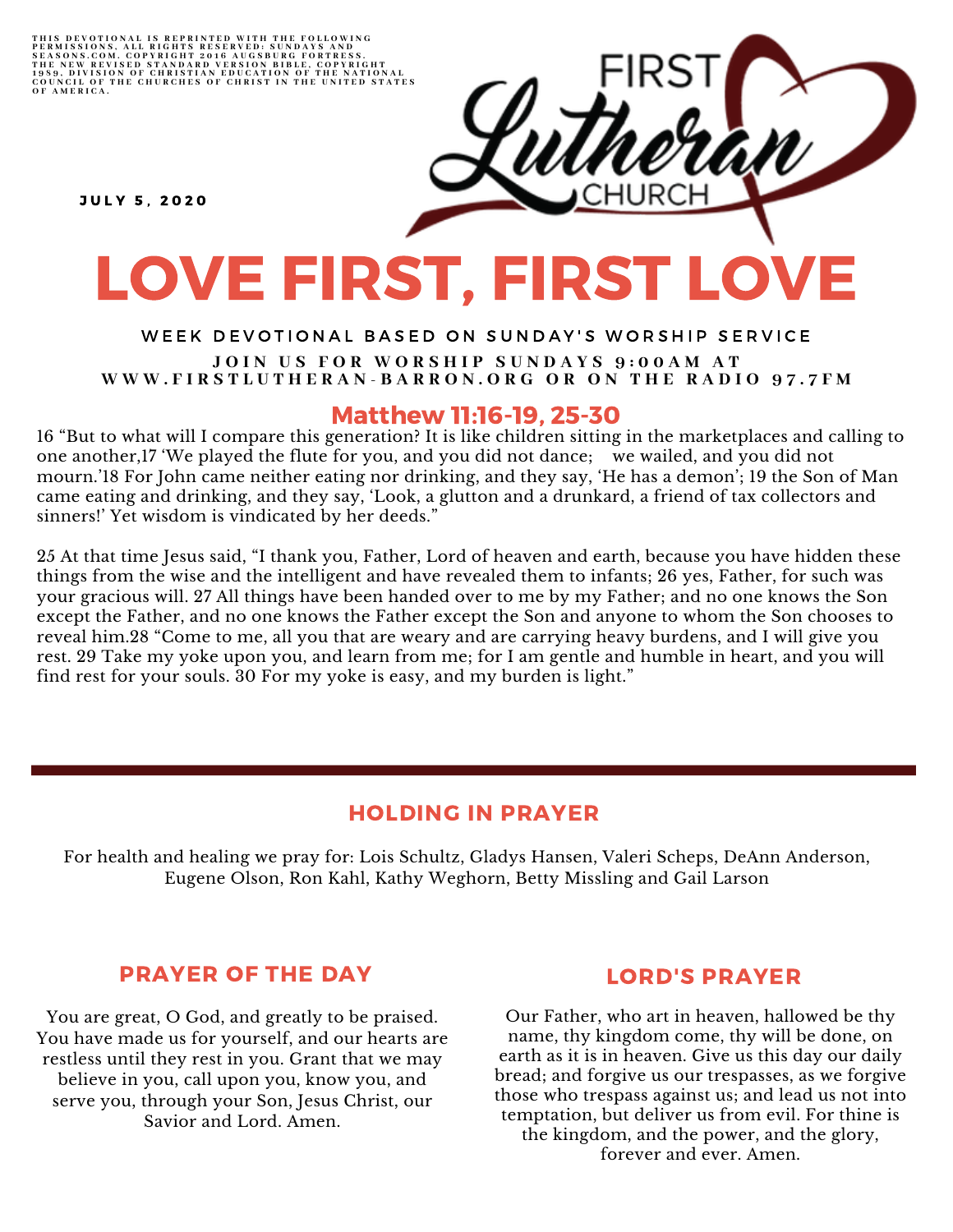THIS DEVOTIONAL IS REPRINTED WITH THE FOLLOWING PERMISSIONS, ALL RIGHTS RESERVED: SUNDAYS AND SEASONS.COM. COPYRIGHT 2016 AUGSBURG FORTRESS. THE NEW REVISED STANDARD VERSION BIBLE, COPYRIGHT 1989, DIVISION OF CHRISTIAN EDUCATION OF THE NATIONAL COUNCIL OF THE CHURCHES OF CHRIST IN THE UNITED STATES OF AMERICA.

FIRST Lutheran CHURCH

JULY 5, 2020

# LOVE FIRST, FIRST LOVE

WEEK DEVOTIONAL BASED ON SUNDAY'S WORSHIP SERVICE

JOIN US FOR WORSHIP SUNDAYS 9:00AM AT WWW.FIRSTLUTHERAN-BARRON.ORG OR ON THE RADIO 97.7FM

## Matthew 11:16-19, 25-30

16 "But to what will I compare this generation? It is like children sitting in the marketplaces and calling to one another,17 'We played the flute for you, and you did not dance; we wailed, and you did not mourn.'18 For John came neither eating nor drinking, and they say, 'He has a demon'; 19 the Son of Man came eating and drinking, and they say, 'Look, a glutton and a drunkard, a friend of tax collectors and sinners!' Yet wisdom is vindicated by her deeds."

25 At that time Jesus said, "I thank you, Father, Lord of heaven and earth, because you have hidden these things from the wise and the intelligent and have revealed them to infants; 26 yes, Father, for such was your gracious will. 27 All things have been handed over to me by my Father; and no one knows the Son except the Father, and no one knows the Father except the Son and anyone to whom the Son chooses to reveal him.28 "Come to me, all you that are weary and are carrying heavy burdens, and I will give you rest. 29 Take my yoke upon you, and learn from me; for I am gentle and humble in heart, and you will find rest for your souls. 30 For my yoke is easy, and my burden is light."

---

## HOLDING IN PRAYER

For health and healing we pray for: Lois Schultz, Gladys Hansen, Valeri Scheps, DeAnn Anderson, Eugene Olson, Ron Kahl, Kathy Weghorn, Betty Missling and Gail Larson

## PRAYER OF THE DAY

You are great, O God, and greatly to be praised. You have made us for yourself, and our hearts are restless until they rest in you. Grant that we may believe in you, call upon you, know you, and serve you, through your Son, Jesus Christ, our Savior and Lord. Amen.

## LORD'S PRAYER

Our Father, who art in heaven, hallowed be thy name, thy kingdom come, thy will be done, on earth as it is in heaven. Give us this day our daily bread; and forgive us our trespasses, as we forgive those who trespass against us; and lead us not into temptation, but deliver us from evil. For thine is the kingdom, and the power, and the glory, forever and ever. Amen.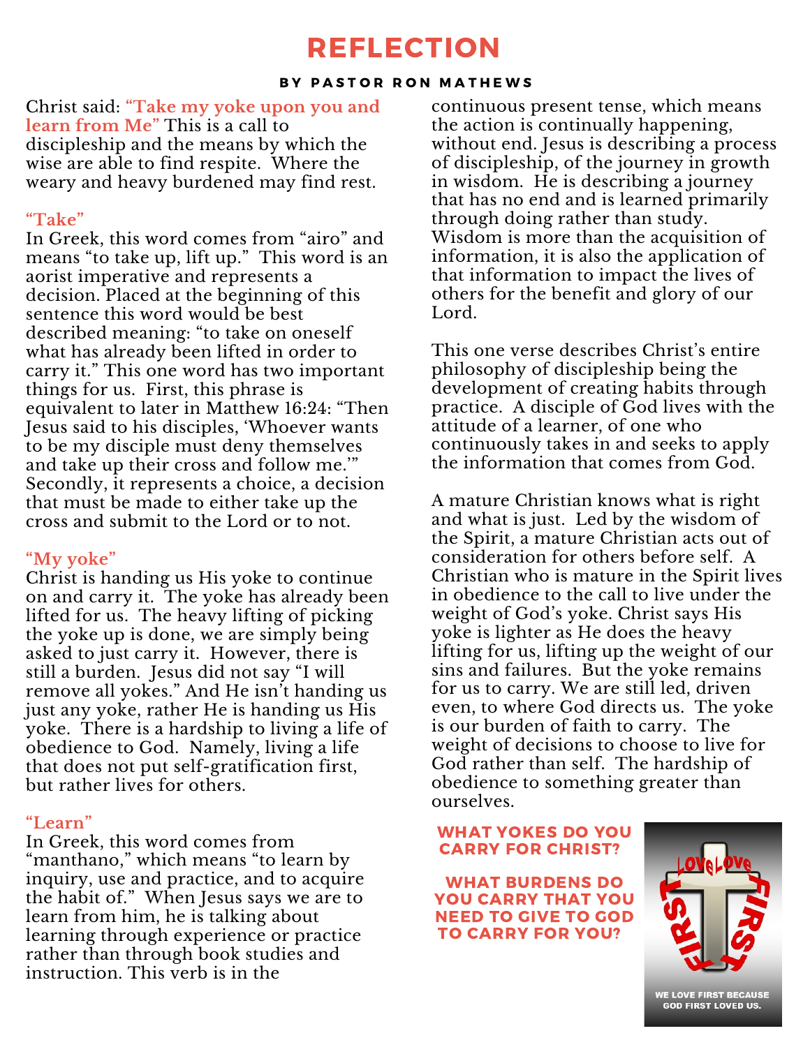# REFLECTION

**BY PASTOR RON MATHEWS**

Christ said: **"Take my yoke upon you and learn from Me"** This is a call to discipleship and the means by which the wise are able to find respite. Where the weary and heavy burdened may find rest.

### "Take"

In Greek, this word comes from "airo" and means "to take up, lift up." This word is an aorist imperative and represents a decision. Placed at the beginning of this sentence this word would be best described meaning: "to take on oneself what has already been lifted in order to carry it." This one word has two important things for us. First, this phrase is equivalent to later in Matthew 16:24: "Then Jesus said to his disciples, 'Whoever wants to be my disciple must deny themselves and take up their cross and follow me.'" Secondly, it represents a choice, a decision that must be made to either take up the cross and submit to the Lord or to not.

### "My yoke"

Christ is handing us His yoke to continue on and carry it. The yoke has already been lifted for us. The heavy lifting of picking the yoke up is done, we are simply being asked to just carry it. However, there is still a burden. Jesus did not say "I will remove all yokes." And He isn't handing us just any yoke, rather He is handing us His yoke. There is a hardship to living a life of obedience to God. Namely, living a life that does not put self-gratification first, but rather lives for others.

### "Learn"

In Greek, this word comes from "manthano," which means "to learn by inquiry, use and practice, and to acquire the habit of." When Jesus says we are to learn from him, he is talking about learning through experience or practice rather than through book studies and instruction. This verb is in the continuous present tense, which means the action is continually happening, without end. Jesus is describing a process of discipleship, of the journey in growth in wisdom. He is describing a journey that has no end and is learned primarily through doing rather than study. Wisdom is more than the acquisition of information, it is also the application of that information to impact the lives of others for the benefit and glory of our Lord.

This one verse describes Christ's entire philosophy of discipleship being the development of creating habits through practice. A disciple of God lives with the attitude of a learner, of one who continuously takes in and seeks to apply the information that comes from God.

A mature Christian knows what is right and what is just. Led by the wisdom of the Spirit, a mature Christian acts out of consideration for others before self. A Christian who is mature in the Spirit lives in obedience to the call to live under the weight of God's yoke. Christ says His yoke is lighter as He does the heavy lifting for us, lifting up the weight of our sins and failures. But the yoke remains for us to carry. We are still led, driven even, to where God directs us. The yoke is our burden of faith to carry. The weight of decisions to choose to live for God rather than self. The hardship of obedience to something greater than ourselves.

**WHAT YOKES DO YOU CARRY FOR CHRIST?**

**WHAT BURDENS DO YOU CARRY THAT YOU NEED TO GIVE TO GOD TO CARRY FOR YOU?**

LOVE LOVE FIRST FIRST

WE LOVE FIRST BECAUSE GOD FIRST LOVED US.